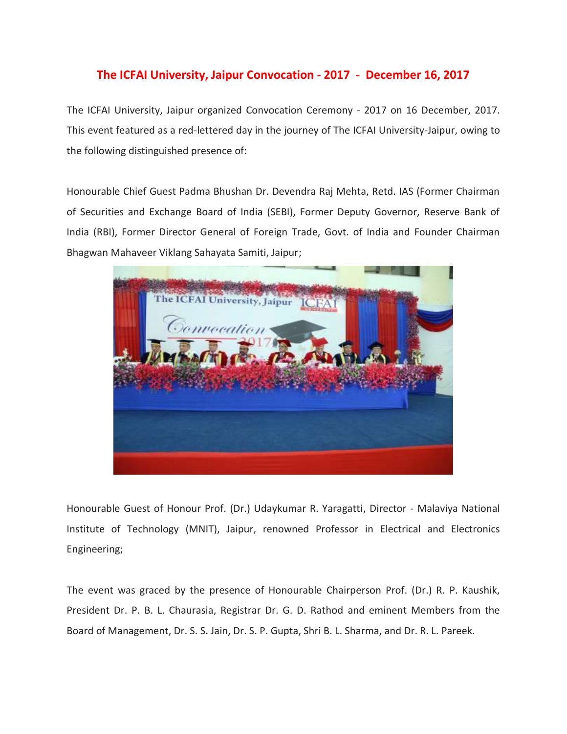# The ICFAI University, Jaipur Convocation - 2017 - December 16, 2017

The ICFAI University, Jaipur organized Convocation Ceremony - 2017 on 16 December, 2017. This event featured as a red-lettered day in the journey of The ICFAI University-Jaipur, owing to the following distinguished presence of:

Honourable Chief Guest Padma Bhushan Dr. Devendra Raj Mehta, Retd. IAS (Former Chairman of Securities and Exchange Board of India (SEBI), Former Deputy Governor, Reserve Bank of India (RBI), Former Director General of Foreign Trade, Govt. of India and Founder Chairman Bhagwan Mahaveer Viklang Sahayata Samiti, Jaipur;

Honourable Guest of Honour Prof. (Dr.) Udaykumar R. Yaragatti, Director - Malaviya National Institute of Technology (MNIT), Jaipur, renowned Professor in Electrical and Electronics Engineering;

The event was graced by the presence of Honourable Chairperson Prof. (Dr.) R. P. Kaushik, President Dr. P. B. L. Chaurasia, Registrar Dr. G. D. Rathod and eminent Members from the Board of Management, Dr. S. S. Jain, Dr. S. P. Gupta, Shri B. L. Sharma, and Dr. R. L. Pareek.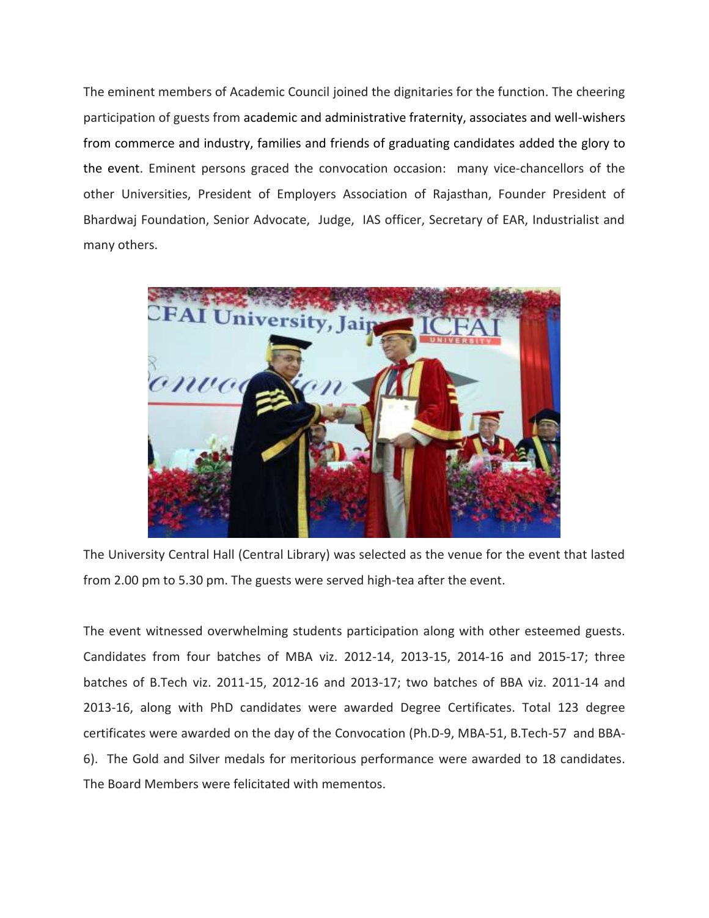The eminent members of Academic Council joined the dignitaries for the function. The cheering participation of guests from academic and administrative fraternity, associates and well-wishers from commerce and industry, families and friends of graduating candidates added the glory to the event. Eminent persons graced the convocation occasion: many vice-chancellors of the other Universities, President of Employers Association of Rajasthan, Founder President of Bhardwaj Foundation, Senior Advocate, Judge, IAS officer, Secretary of EAR, Industrialist and many others.

The University Central Hall (Central Library) was selected as the venue for the event that lasted from 2.00 pm to 5.30 pm. The guests were served high-tea after the event.

The event witnessed overwhelming students participation along with other esteemed guests. Candidates from four batches of MBA viz. 2012-14, 2013-15, 2014-16 and 2015-17; three batches of B.Tech viz. 2011-15, 2012-16 and 2013-17; two batches of BBA viz. 2011-14 and 2013-16, along with PhD candidates were awarded Degree Certificates. Total 123 degree certificates were awarded on the day of the Convocation (Ph.D-9, MBA-51, B.Tech-57 and BBA-6). The Gold and Silver medals for meritorious performance were awarded to 18 candidates. The Board Members were felicitated with mementos.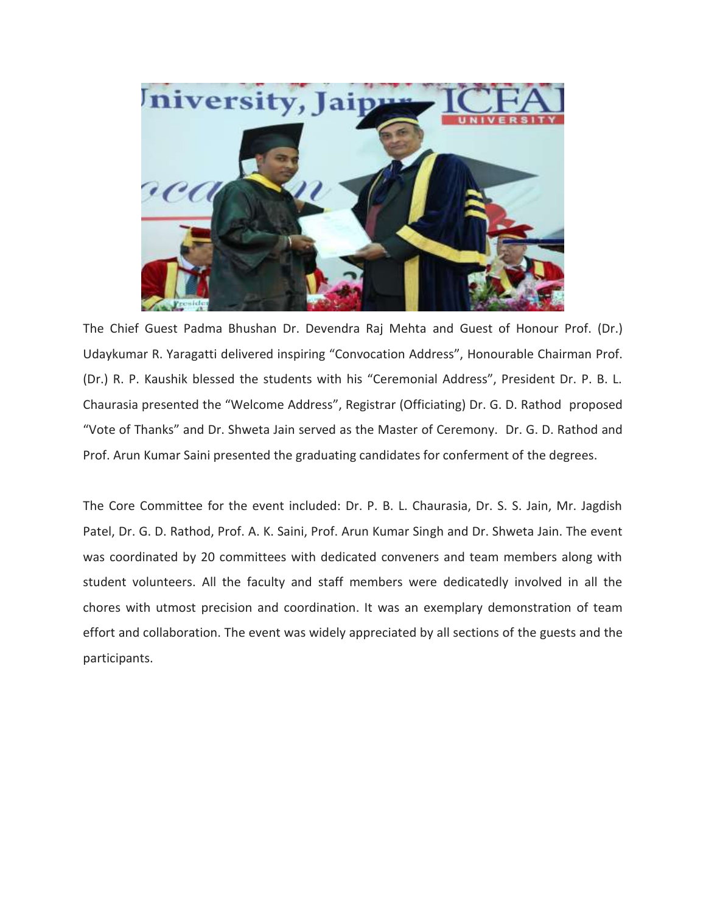The Chief Guest Padma Bhushan Dr. Devendra Raj Mehta and Guest of Honour Prof. (Dr.) Udaykumar R. Yaragatti delivered inspiring "Convocation Address", Honourable Chairman Prof. (Dr.) R. P. Kaushik blessed the students with his "Ceremonial Address", President Dr. P. B. L. Chaurasia presented the "Welcome Address", Registrar (Officiating) Dr. G. D. Rathod proposed "Vote of Thanks" and Dr. Shweta Jain served as the Master of Ceremony. Dr. G. D. Rathod and Prof. Arun Kumar Saini presented the graduating candidates for conferment of the degrees.

The Core Committee for the event included: Dr. P. B. L. Chaurasia, Dr. S. S. Jain, Mr. Jagdish Patel, Dr. G. D. Rathod, Prof. A. K. Saini, Prof. Arun Kumar Singh and Dr. Shweta Jain. The event was coordinated by 20 committees with dedicated conveners and team members along with student volunteers. All the faculty and staff members were dedicatedly involved in all the chores with utmost precision and coordination. It was an exemplary demonstration of team effort and collaboration. The event was widely appreciated by all sections of the guests and the participants.